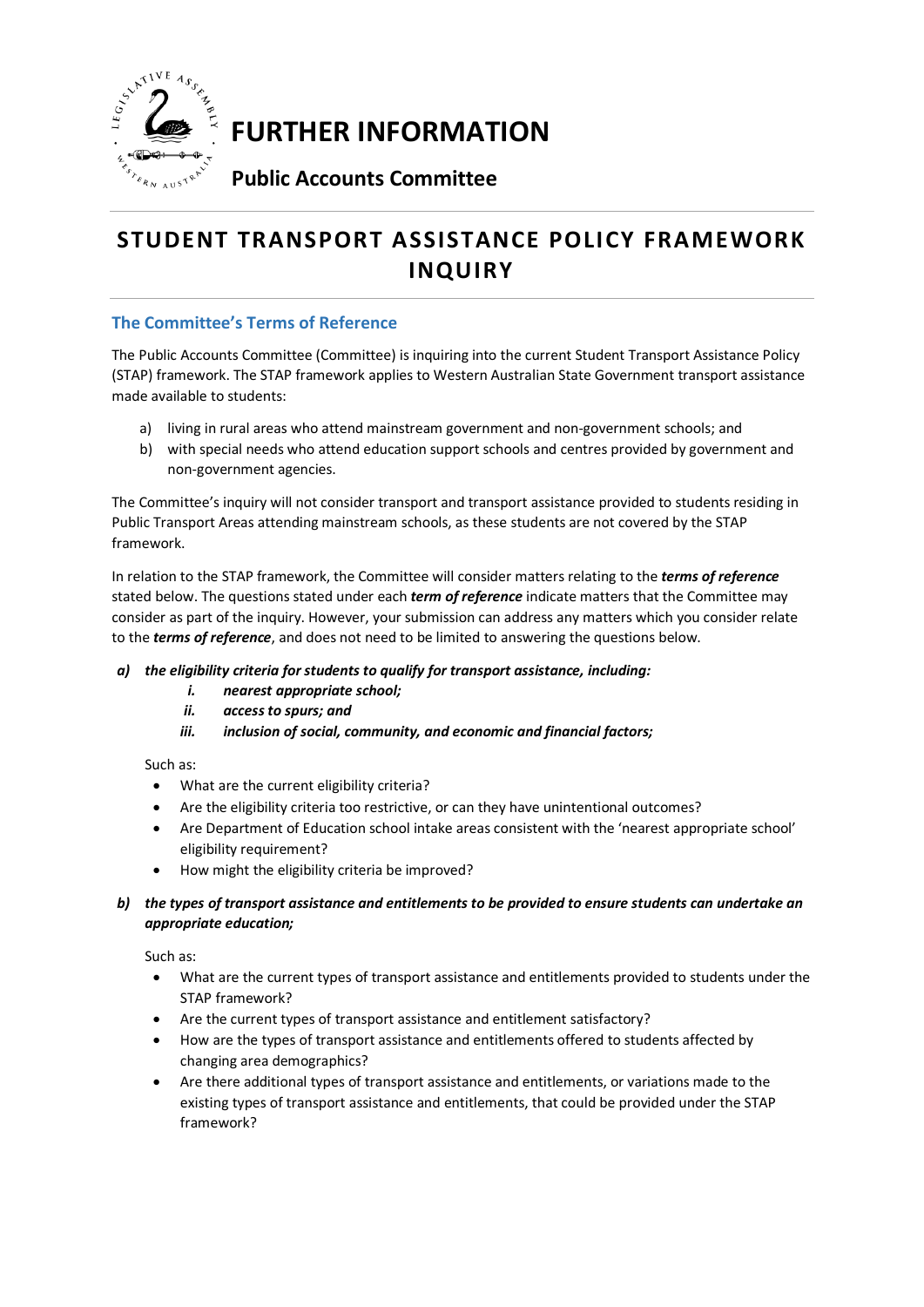# FURTHER INFORMATION

**Public Accounts Committee**

## STUDENT TRANSPORT ASSISTANCE POLICY FRAMEWORK INQUIRY

### The Committee's Terms of Reference

The Public Accounts Committee (Committee) is inquiring into the current Student Transport Assistance Policy (STAP) framework. The STAP framework applies to Western Australian State Government transport assistance made available to students:

a) living in rural areas who attend mainstream government and non-government schools; and
b) with special needs who attend education support schools and centres provided by government and non-government agencies.

The Committee's inquiry will not consider transport and transport assistance provided to students residing in Public Transport Areas attending mainstream schools, as these students are not covered by the STAP framework.

In relation to the STAP framework, the Committee will consider matters relating to the ***terms of reference*** stated below. The questions stated under each ***term of reference*** indicate matters that the Committee may consider as part of the inquiry. However, your submission can address any matters which you consider relate to the ***terms of reference***, and does not need to be limited to answering the questions below.

***a) the eligibility criteria for students to qualify for transport assistance, including:***

***i. nearest appropriate school;***
***ii. access to spurs; and***
***iii. inclusion of social, community, and economic and financial factors;***

Such as:

- What are the current eligibility criteria?
- Are the eligibility criteria too restrictive, or can they have unintentional outcomes?
- Are Department of Education school intake areas consistent with the 'nearest appropriate school' eligibility requirement?
- How might the eligibility criteria be improved?

***b) the types of transport assistance and entitlements to be provided to ensure students can undertake an appropriate education;***

Such as:

- What are the current types of transport assistance and entitlements provided to students under the STAP framework?
- Are the current types of transport assistance and entitlement satisfactory?
- How are the types of transport assistance and entitlements offered to students affected by changing area demographics?
- Are there additional types of transport assistance and entitlements, or variations made to the existing types of transport assistance and entitlements, that could be provided under the STAP framework?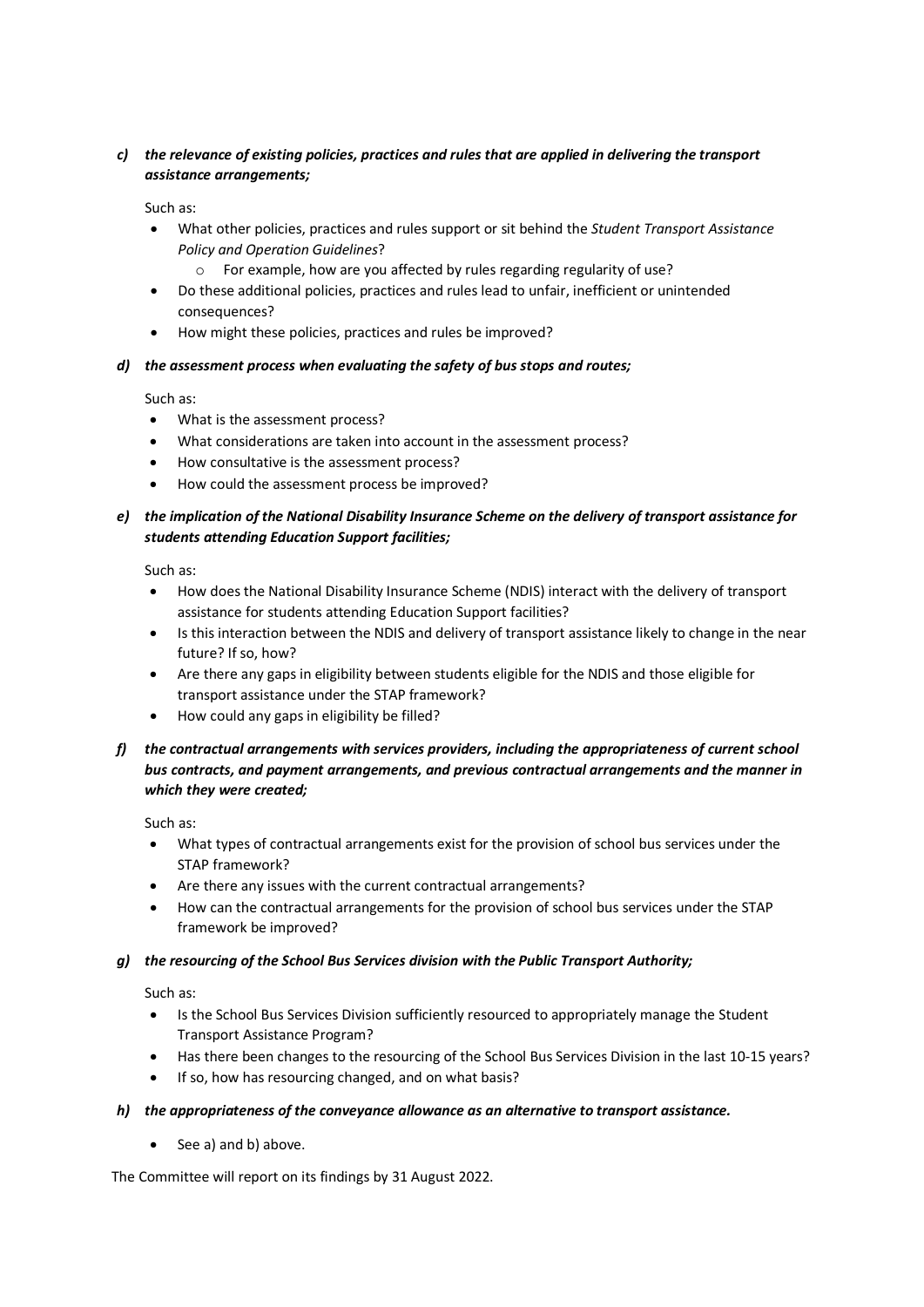*c) the relevance of existing policies, practices and rules that are applied in delivering the transport assistance arrangements;*

Such as:

- What other policies, practices and rules support or sit behind the *Student Transport Assistance Policy and Operation Guidelines*?
    - For example, how are you affected by rules regarding regularity of use?
- Do these additional policies, practices and rules lead to unfair, inefficient or unintended consequences?
- How might these policies, practices and rules be improved?

*d) the assessment process when evaluating the safety of bus stops and routes;*

Such as:

- What is the assessment process?
- What considerations are taken into account in the assessment process?
- How consultative is the assessment process?
- How could the assessment process be improved?

*e) the implication of the National Disability Insurance Scheme on the delivery of transport assistance for students attending Education Support facilities;*

Such as:

- How does the National Disability Insurance Scheme (NDIS) interact with the delivery of transport assistance for students attending Education Support facilities?
- Is this interaction between the NDIS and delivery of transport assistance likely to change in the near future? If so, how?
- Are there any gaps in eligibility between students eligible for the NDIS and those eligible for transport assistance under the STAP framework?
- How could any gaps in eligibility be filled?

*f) the contractual arrangements with services providers, including the appropriateness of current school bus contracts, and payment arrangements, and previous contractual arrangements and the manner in which they were created;*

Such as:

- What types of contractual arrangements exist for the provision of school bus services under the STAP framework?
- Are there any issues with the current contractual arrangements?
- How can the contractual arrangements for the provision of school bus services under the STAP framework be improved?

*g) the resourcing of the School Bus Services division with the Public Transport Authority;*

Such as:

- Is the School Bus Services Division sufficiently resourced to appropriately manage the Student Transport Assistance Program?
- Has there been changes to the resourcing of the School Bus Services Division in the last 10-15 years?
- If so, how has resourcing changed, and on what basis?

*h) the appropriateness of the conveyance allowance as an alternative to transport assistance.*

- See a) and b) above.

The Committee will report on its findings by 31 August 2022.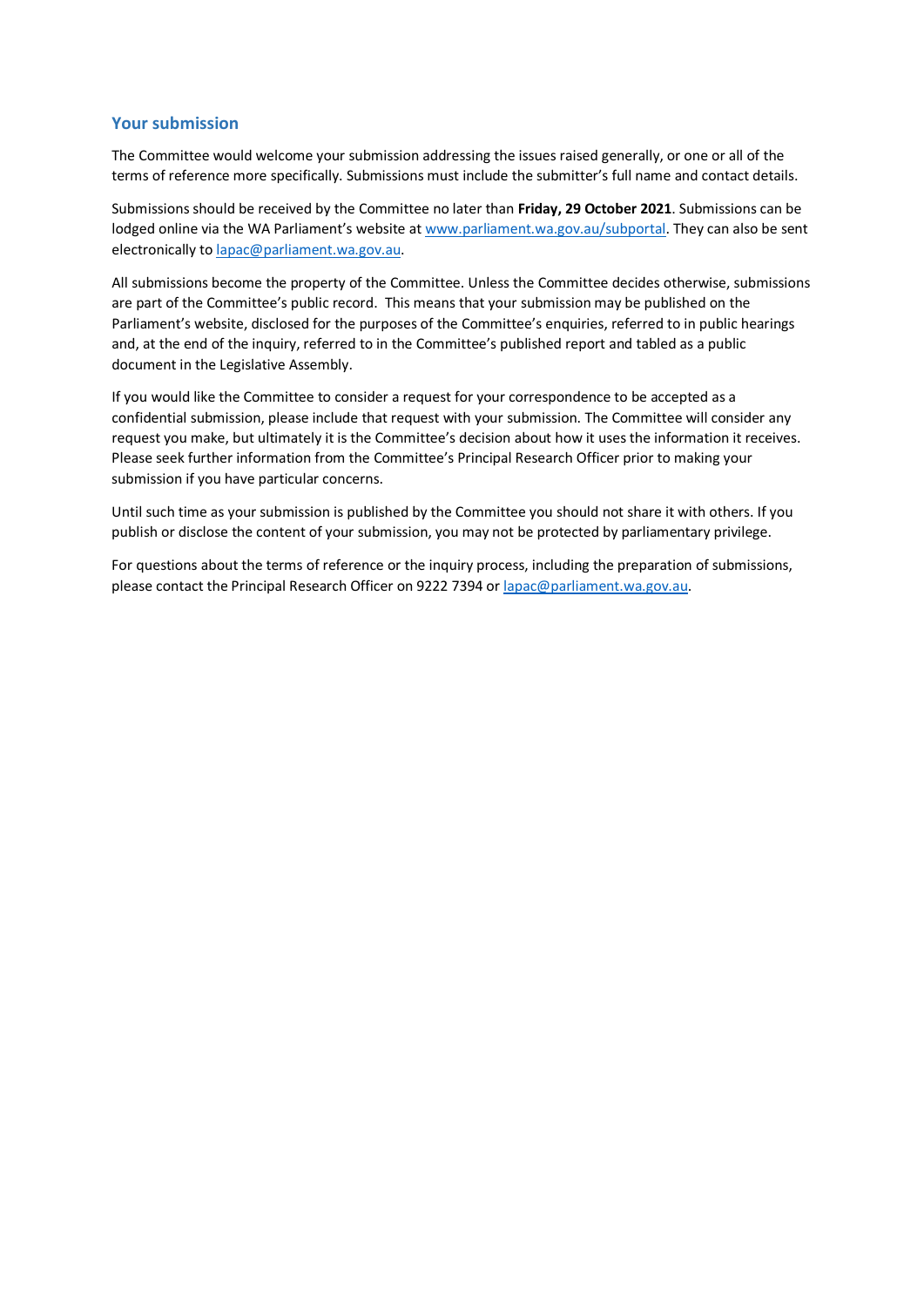## Your submission

The Committee would welcome your submission addressing the issues raised generally, or one or all of the terms of reference more specifically. Submissions must include the submitter's full name and contact details.

Submissions should be received by the Committee no later than **Friday, 29 October 2021**. Submissions can be lodged online via the WA Parliament's website at [www.parliament.wa.gov.au/subportal](www.parliament.wa.gov.au/subportal). They can also be sent electronically to [lapac@parliament.wa.gov.au](mailto:lapac@parliament.wa.gov.au).

All submissions become the property of the Committee. Unless the Committee decides otherwise, submissions are part of the Committee's public record. This means that your submission may be published on the Parliament's website, disclosed for the purposes of the Committee's enquiries, referred to in public hearings and, at the end of the inquiry, referred to in the Committee's published report and tabled as a public document in the Legislative Assembly.

If you would like the Committee to consider a request for your correspondence to be accepted as a confidential submission, please include that request with your submission. The Committee will consider any request you make, but ultimately it is the Committee's decision about how it uses the information it receives. Please seek further information from the Committee's Principal Research Officer prior to making your submission if you have particular concerns.

Until such time as your submission is published by the Committee you should not share it with others. If you publish or disclose the content of your submission, you may not be protected by parliamentary privilege.

For questions about the terms of reference or the inquiry process, including the preparation of submissions, please contact the Principal Research Officer on 9222 7394 or [lapac@parliament.wa.gov.au](mailto:lapac@parliament.wa.gov.au).